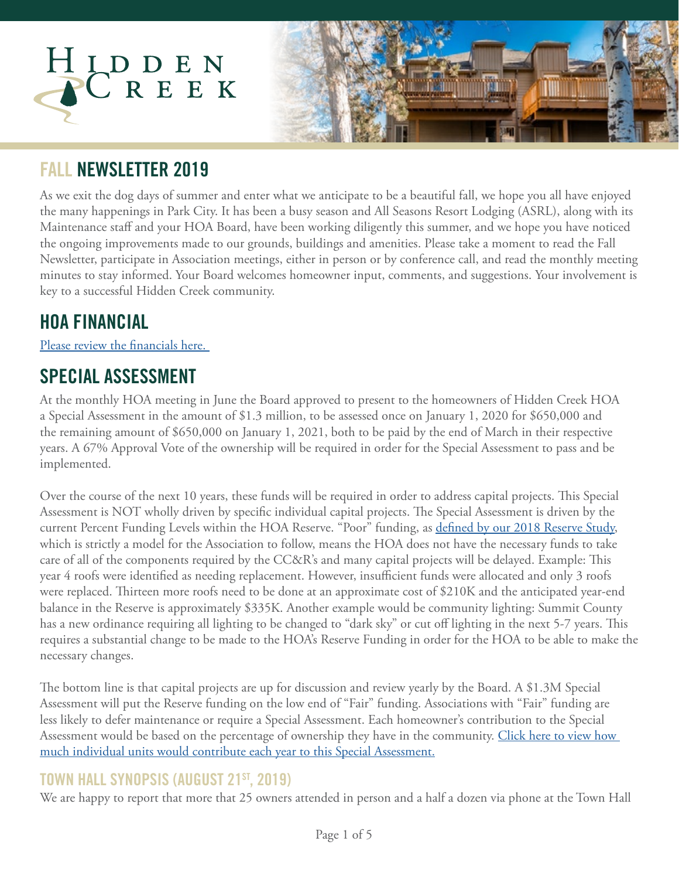# Hidden Creek

## FALL NEWSLETTER 2019

As we exit the dog days of summer and enter what we anticipate to be a beautiful fall, we hope you all have enjoyed the many happenings in Park City. It has been a busy season and All Seasons Resort Lodging (ASRL), along with its Maintenance staff and your HOA Board, have been working diligently this summer, and we hope you have noticed the ongoing improvements made to our grounds, buildings and amenities. Please take a moment to read the Fall Newsletter, participate in Association meetings, either in person or by conference call, and read the monthly meeting minutes to stay informed. Your Board welcomes homeowner input, comments, and suggestions. Your involvement is key to a successful Hidden Creek community.

## HOA FINANCIAL

Please review the financials here.

## SPECIAL ASSESSMENT

At the monthly HOA meeting in June the Board approved to present to the homeowners of Hidden Creek HOA a Special Assessment in the amount of $1.3 million, to be assessed once on January 1, 2020 for $650,000 and the remaining amount of $650,000 on January 1, 2021, both to be paid by the end of March in their respective years. A 67% Approval Vote of the ownership will be required in order for the Special Assessment to pass and be implemented.

Over the course of the next 10 years, these funds will be required in order to address capital projects. This Special Assessment is NOT wholly driven by specific individual capital projects. The Special Assessment is driven by the current Percent Funding Levels within the HOA Reserve. "Poor" funding, as defined by our 2018 Reserve Study, which is strictly a model for the Association to follow, means the HOA does not have the necessary funds to take care of all of the components required by the CC&R's and many capital projects will be delayed. Example: This year 4 roofs were identified as needing replacement. However, insufficient funds were allocated and only 3 roofs were replaced. Thirteen more roofs need to be done at an approximate cost of $210K and the anticipated year-end balance in the Reserve is approximately $335K. Another example would be community lighting: Summit County has a new ordinance requiring all lighting to be changed to "dark sky" or cut off lighting in the next 5-7 years. This requires a substantial change to be made to the HOA's Reserve Funding in order for the HOA to be able to make the necessary changes.

The bottom line is that capital projects are up for discussion and review yearly by the Board. A $1.3M Special Assessment will put the Reserve funding on the low end of "Fair" funding. Associations with "Fair" funding are less likely to defer maintenance or require a Special Assessment. Each homeowner's contribution to the Special Assessment would be based on the percentage of ownership they have in the community. Click here to view how much individual units would contribute each year to this Special Assessment.

### TOWN HALL SYNOPSIS (AUGUST 21ST, 2019)

We are happy to report that more that 25 owners attended in person and a half a dozen via phone at the Town Hall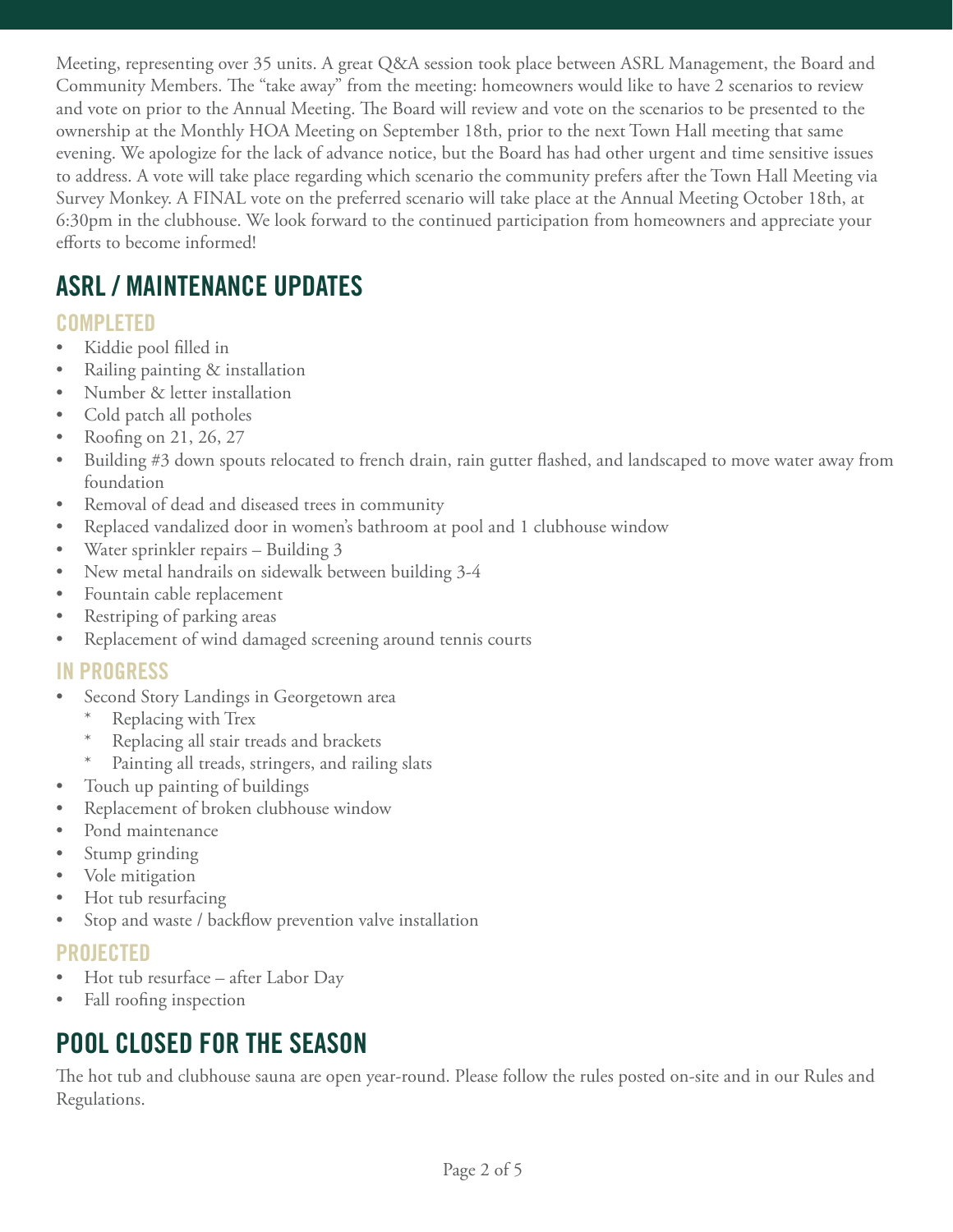Meeting, representing over 35 units. A great Q&A session took place between ASRL Management, the Board and Community Members. The "take away" from the meeting: homeowners would like to have 2 scenarios to review and vote on prior to the Annual Meeting. The Board will review and vote on the scenarios to be presented to the ownership at the Monthly HOA Meeting on September 18th, prior to the next Town Hall meeting that same evening. We apologize for the lack of advance notice, but the Board has had other urgent and time sensitive issues to address. A vote will take place regarding which scenario the community prefers after the Town Hall Meeting via Survey Monkey. A FINAL vote on the preferred scenario will take place at the Annual Meeting October 18th, at 6:30pm in the clubhouse. We look forward to the continued participation from homeowners and appreciate your efforts to become informed!

## ASRL / MAINTENANCE UPDATES

### COMPLETED

- Kiddie pool filled in
- Railing painting & installation
- Number & letter installation
- Cold patch all potholes
- Roofing on 21, 26, 27
- Building #3 down spouts relocated to french drain, rain gutter flashed, and landscaped to move water away from foundation
- Removal of dead and diseased trees in community
- Replaced vandalized door in women's bathroom at pool and 1 clubhouse window
- Water sprinkler repairs – Building 3
- New metal handrails on sidewalk between building 3-4
- Fountain cable replacement
- Restriping of parking areas
- Replacement of wind damaged screening around tennis courts

### IN PROGRESS

- Second Story Landings in Georgetown area
  - Replacing with Trex
  - Replacing all stair treads and brackets
  - Painting all treads, stringers, and railing slats
- Touch up painting of buildings
- Replacement of broken clubhouse window
- Pond maintenance
- Stump grinding
- Vole mitigation
- Hot tub resurfacing
- Stop and waste / backflow prevention valve installation

### PROJECTED

- Hot tub resurface – after Labor Day
- Fall roofing inspection

## POOL CLOSED FOR THE SEASON

The hot tub and clubhouse sauna are open year-round. Please follow the rules posted on-site and in our Rules and Regulations.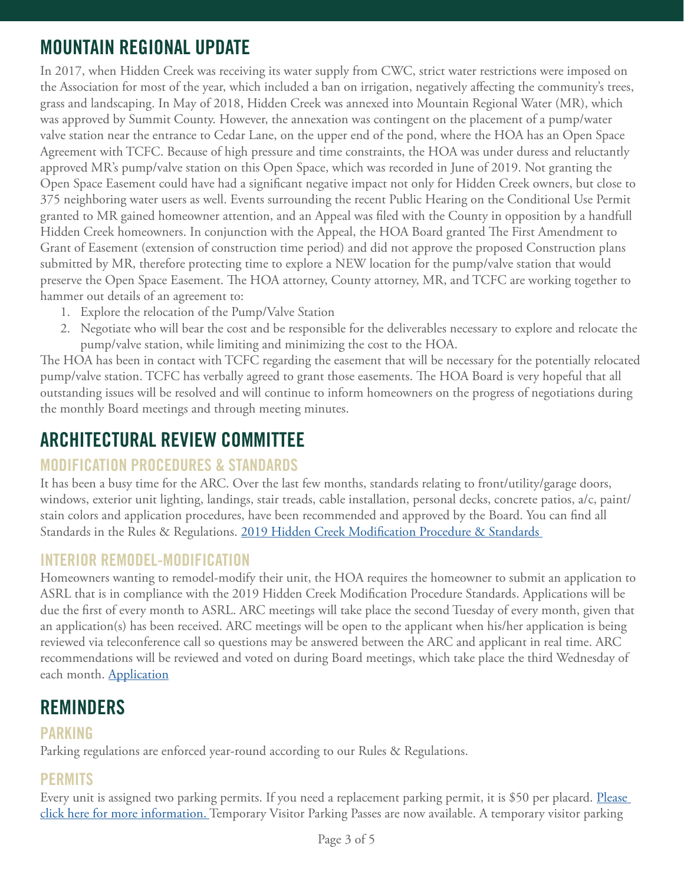# MOUNTAIN REGIONAL UPDATE

In 2017, when Hidden Creek was receiving its water supply from CWC, strict water restrictions were imposed on the Association for most of the year, which included a ban on irrigation, negatively affecting the community's trees, grass and landscaping. In May of 2018, Hidden Creek was annexed into Mountain Regional Water (MR), which was approved by Summit County. However, the annexation was contingent on the placement of a pump/water valve station near the entrance to Cedar Lane, on the upper end of the pond, where the HOA has an Open Space Agreement with TCFC. Because of high pressure and time constraints, the HOA was under duress and reluctantly approved MR's pump/valve station on this Open Space, which was recorded in June of 2019. Not granting the Open Space Easement could have had a significant negative impact not only for Hidden Creek owners, but close to 375 neighboring water users as well. Events surrounding the recent Public Hearing on the Conditional Use Permit granted to MR gained homeowner attention, and an Appeal was filed with the County in opposition by a handfull Hidden Creek homeowners. In conjunction with the Appeal, the HOA Board granted The First Amendment to Grant of Easement (extension of construction time period) and did not approve the proposed Construction plans submitted by MR, therefore protecting time to explore a NEW location for the pump/valve station that would preserve the Open Space Easement. The HOA attorney, County attorney, MR, and TCFC are working together to hammer out details of an agreement to:

1. Explore the relocation of the Pump/Valve Station
2. Negotiate who will bear the cost and be responsible for the deliverables necessary to explore and relocate the pump/valve station, while limiting and minimizing the cost to the HOA.

The HOA has been in contact with TCFC regarding the easement that will be necessary for the potentially relocated pump/valve station. TCFC has verbally agreed to grant those easements. The HOA Board is very hopeful that all outstanding issues will be resolved and will continue to inform homeowners on the progress of negotiations during the monthly Board meetings and through meeting minutes.

# ARCHITECTURAL REVIEW COMMITTEE

## MODIFICATION PROCEDURES & STANDARDS

It has been a busy time for the ARC. Over the last few months, standards relating to front/utility/garage doors, windows, exterior unit lighting, landings, stair treads, cable installation, personal decks, concrete patios, a/c, paint/stain colors and application procedures, have been recommended and approved by the Board. You can find all Standards in the Rules & Regulations. 2019 Hidden Creek Modification Procedure & Standards

## INTERIOR REMODEL-MODIFICATION

Homeowners wanting to remodel-modify their unit, the HOA requires the homeowner to submit an application to ASRL that is in compliance with the 2019 Hidden Creek Modification Procedure Standards. Applications will be due the first of every month to ASRL. ARC meetings will take place the second Tuesday of every month, given that an application(s) has been received. ARC meetings will be open to the applicant when his/her application is being reviewed via teleconference call so questions may be answered between the ARC and applicant in real time. ARC recommendations will be reviewed and voted on during Board meetings, which take place the third Wednesday of each month. Application

# REMINDERS

## PARKING

Parking regulations are enforced year-round according to our Rules & Regulations.

## PERMITS

Every unit is assigned two parking permits. If you need a replacement parking permit, it is $50 per placard. Please click here for more information. Temporary Visitor Parking Passes are now available. A temporary visitor parking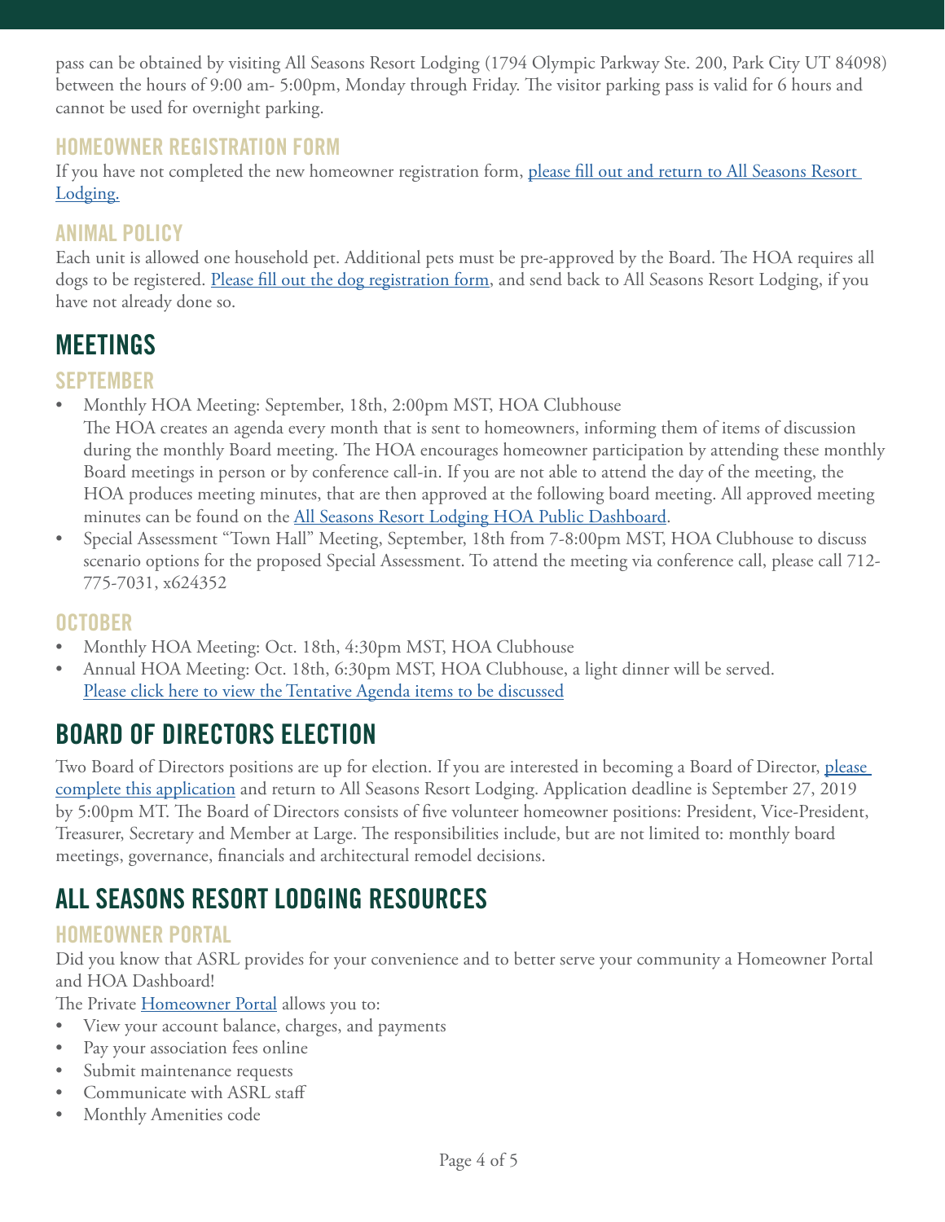pass can be obtained by visiting All Seasons Resort Lodging (1794 Olympic Parkway Ste. 200, Park City UT 84098) between the hours of 9:00 am- 5:00pm, Monday through Friday. The visitor parking pass is valid for 6 hours and cannot be used for overnight parking.

### HOMEOWNER REGISTRATION FORM

If you have not completed the new homeowner registration form, please fill out and return to All Seasons Resort Lodging.

### ANIMAL POLICY

Each unit is allowed one household pet. Additional pets must be pre-approved by the Board. The HOA requires all dogs to be registered. Please fill out the dog registration form, and send back to All Seasons Resort Lodging, if you have not already done so.

## MEETINGS

### SEPTEMBER

- Monthly HOA Meeting: September, 18th, 2:00pm MST, HOA Clubhouse
  The HOA creates an agenda every month that is sent to homeowners, informing them of items of discussion during the monthly Board meeting. The HOA encourages homeowner participation by attending these monthly Board meetings in person or by conference call-in. If you are not able to attend the day of the meeting, the HOA produces meeting minutes, that are then approved at the following board meeting. All approved meeting minutes can be found on the All Seasons Resort Lodging HOA Public Dashboard.
- Special Assessment "Town Hall" Meeting, September, 18th from 7-8:00pm MST, HOA Clubhouse to discuss scenario options for the proposed Special Assessment. To attend the meeting via conference call, please call 712-775-7031, x624352

### OCTOBER

- Monthly HOA Meeting: Oct. 18th, 4:30pm MST, HOA Clubhouse
- Annual HOA Meeting: Oct. 18th, 6:30pm MST, HOA Clubhouse, a light dinner will be served.
  Please click here to view the Tentative Agenda items to be discussed

## BOARD OF DIRECTORS ELECTION

Two Board of Directors positions are up for election. If you are interested in becoming a Board of Director, please complete this application and return to All Seasons Resort Lodging. Application deadline is September 27, 2019 by 5:00pm MT. The Board of Directors consists of five volunteer homeowner positions: President, Vice-President, Treasurer, Secretary and Member at Large. The responsibilities include, but are not limited to: monthly board meetings, governance, financials and architectural remodel decisions.

## ALL SEASONS RESORT LODGING RESOURCES

### HOMEOWNER PORTAL

Did you know that ASRL provides for your convenience and to better serve your community a Homeowner Portal and HOA Dashboard!

The Private Homeowner Portal allows you to:

- View your account balance, charges, and payments
- Pay your association fees online
- Submit maintenance requests
- Communicate with ASRL staff
- Monthly Amenities code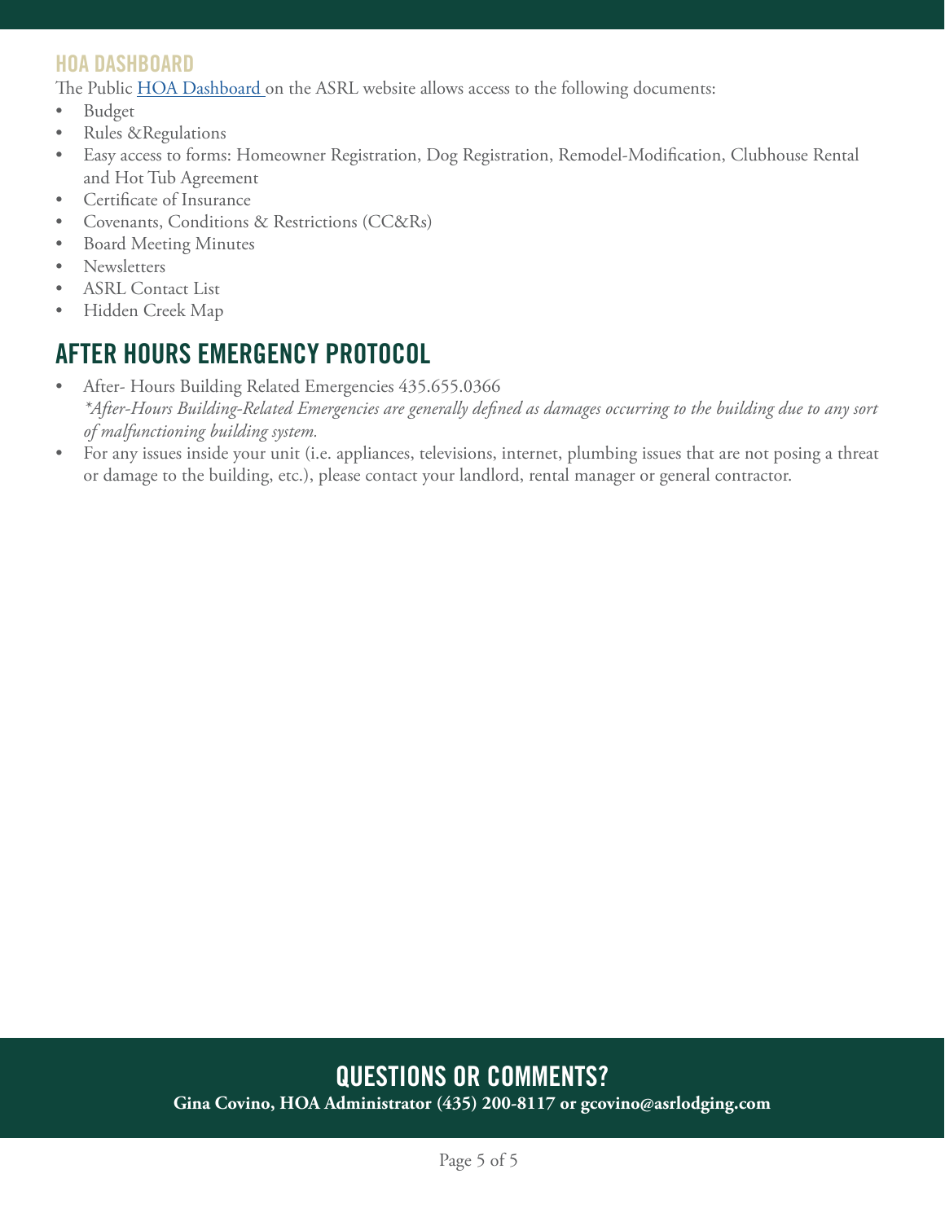## HOA DASHBOARD

The Public HOA Dashboard on the ASRL website allows access to the following documents:

- Budget
- Rules &Regulations
- Easy access to forms: Homeowner Registration, Dog Registration, Remodel-Modification, Clubhouse Rental and Hot Tub Agreement
- Certificate of Insurance
- Covenants, Conditions & Restrictions (CC&Rs)
- Board Meeting Minutes
- Newsletters
- ASRL Contact List
- Hidden Creek Map

## AFTER HOURS EMERGENCY PROTOCOL

- After- Hours Building Related Emergencies 435.655.0366
  *\*After-Hours Building-Related Emergencies are generally defined as damages occurring to the building due to any sort of malfunctioning building system.*
- For any issues inside your unit (i.e. appliances, televisions, internet, plumbing issues that are not posing a threat or damage to the building, etc.), please contact your landlord, rental manager or general contractor.

## QUESTIONS OR COMMENTS?

**Gina Covino, HOA Administrator (435) 200-8117 or gcovino@asrlodging.com**